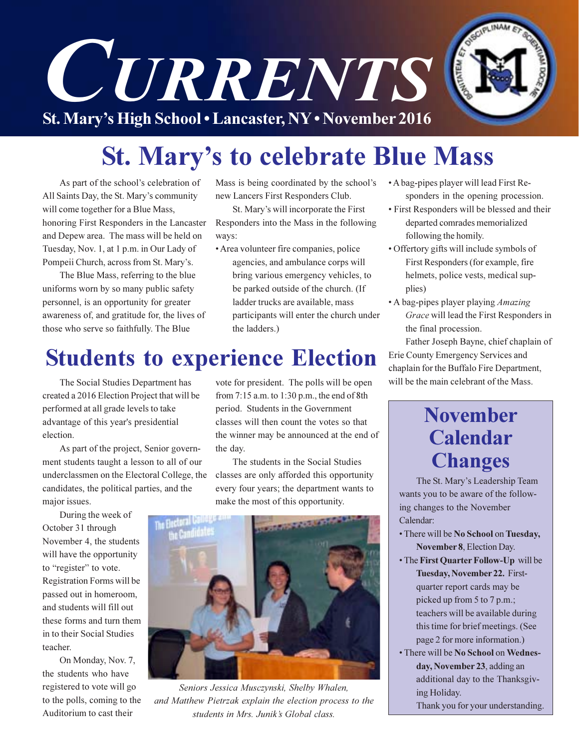# CURRENTS

**St. Mary's High School • Lancaster, NY • November 2016**

## St. Mary's to celebrate Blue Mass

As part of the school's celebration of All Saints Day, the St. Mary's community will come together for a Blue Mass, honoring First Responders in the Lancaster and Depew area. The mass will be held on Tuesday, Nov. 1, at 1 p.m. in Our Lady of Pompeii Church, across from St. Mary's.

The Blue Mass, referring to the blue uniforms worn by so many public safety personnel, is an opportunity for greater awareness of, and gratitude for, the lives of those who serve so faithfully. The Blue Mass is being coordinated by the school's new Lancers First Responders Club.

St. Mary's will incorporate the First Responders into the Mass in the following ways:

- Area volunteer fire companies, police agencies, and ambulance corps will bring various emergency vehicles, to be parked outside of the church. (If ladder trucks are available, mass participants will enter the church under the ladders.)
- A bag-pipes player will lead First Responders in the opening procession.
- First Responders will be blessed and their departed comrades memorialized following the homily.
- Offertory gifts will include symbols of First Responders (for example, fire helmets, police vests, medical supplies)
- A bag-pipes player playing *Amazing Grace* will lead the First Responders in the final procession.

Father Joseph Bayne, chief chaplain of Erie County Emergency Services and chaplain for the Buffalo Fire Department, will be the main celebrant of the Mass.

## Students to experience Election

The Social Studies Department has created a 2016 Election Project that will be performed at all grade levels to take advantage of this year's presidential election.

As part of the project, Senior government students taught a lesson to all of our underclassmen on the Electoral College, the candidates, the political parties, and the major issues.

During the week of October 31 through November 4, the students will have the opportunity to "register" to vote. Registration Forms will be passed out in homeroom, and students will fill out these forms and turn them in to their Social Studies teacher.

On Monday, Nov. 7, the students who have registered to vote will go to the polls, coming to the Auditorium to cast their vote for president. The polls will be open from 7:15 a.m. to 1:30 p.m., the end of 8th period. Students in the Government classes will then count the votes so that the winner may be announced at the end of the day.

The students in the Social Studies classes are only afforded this opportunity every four years; the department wants to make the most of this opportunity.

*Seniors Jessica Musczynski, Shelby Whalen, and Matthew Pietrzak explain the election process to the students in Mrs. Junik's Global class.*

## November Calendar Changes

The St. Mary's Leadership Team wants you to be aware of the following changes to the November Calendar:

- There will be **No School** on **Tuesday, November 8**, Election Day.
- The **First Quarter Follow-Up** will be **Tuesday, November 22.** First-quarter report cards may be picked up from 5 to 7 p.m.; teachers will be available during this time for brief meetings. (See page 2 for more information.)
- There will be **No School** on **Wednesday, November 23**, adding an additional day to the Thanksgiving Holiday.

Thank you for your understanding.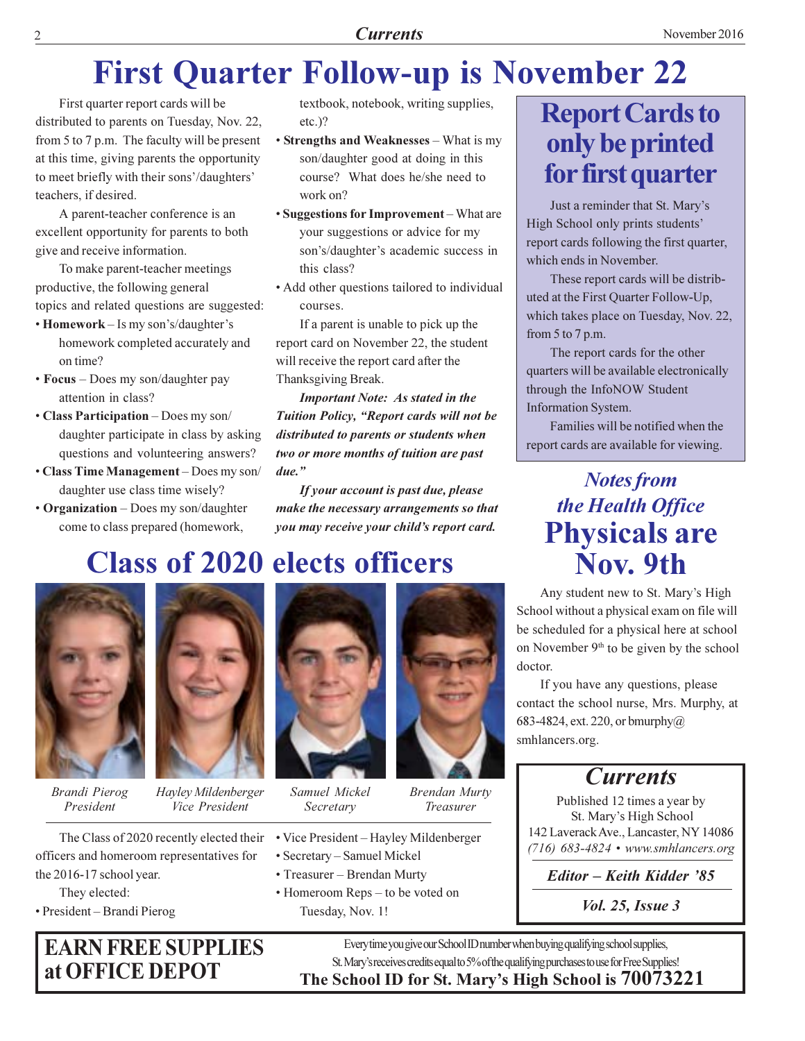# First Quarter Follow-up is November 22

First quarter report cards will be distributed to parents on Tuesday, Nov. 22, from 5 to 7 p.m. The faculty will be present at this time, giving parents the opportunity to meet briefly with their sons'/daughters' teachers, if desired.

A parent-teacher conference is an excellent opportunity for parents to both give and receive information.

To make parent-teacher meetings productive, the following general topics and related questions are suggested:

- **Homework** – Is my son's/daughter's homework completed accurately and on time?
- **Focus** – Does my son/daughter pay attention in class?
- **Class Participation** – Does my son/daughter participate in class by asking questions and volunteering answers?
- **Class Time Management** – Does my son/daughter use class time wisely?
- **Organization** – Does my son/daughter come to class prepared (homework, textbook, notebook, writing supplies, etc.)?
- **Strengths and Weaknesses** – What is my son/daughter good at doing in this course? What does he/she need to work on?
- **Suggestions for Improvement** – What are your suggestions or advice for my son's/daughter's academic success in this class?
- Add other questions tailored to individual courses.

If a parent is unable to pick up the report card on November 22, the student will receive the report card after the Thanksgiving Break.

***Important Note: As stated in the Tuition Policy, "Report cards will not be distributed to parents or students when two or more months of tuition are past due."***

***If your account is past due, please make the necessary arrangements so that you may receive your child's report card.***

## Report Cards to only be printed for first quarter

Just a reminder that St. Mary's High School only prints students' report cards following the first quarter, which ends in November.

These report cards will be distributed at the First Quarter Follow-Up, which takes place on Tuesday, Nov. 22, from 5 to 7 p.m.

The report cards for the other quarters will be available electronically through the InfoNOW Student Information System.

Families will be notified when the report cards are available for viewing.

# Class of 2020 elects officers

*Brandi Pierog*
*President*

*Hayley Mildenberger*
*Vice President*

*Samuel Mickel*
*Secretary*

*Brendan Murty*
*Treasurer*

The Class of 2020 recently elected their officers and homeroom representatives for the 2016-17 school year.

They elected:

- President – Brandi Pierog
- Vice President – Hayley Mildenberger
- Secretary – Samuel Mickel
- Treasurer – Brendan Murty
- Homeroom Reps – to be voted on Tuesday, Nov. 1!

### *Notes from the Health Office*

## Physicals are Nov. 9th

Any student new to St. Mary's High School without a physical exam on file will be scheduled for a physical here at school on November 9th to be given by the school doctor.

If you have any questions, please contact the school nurse, Mrs. Murphy, at 683-4824, ext. 220, or bmurphy@smhlancers.org.

## *Currents*

Published 12 times a year by
St. Mary's High School
142 Laverack Ave., Lancaster, NY 14086
*(716) 683-4824 • www.smhlancers.org*

***Editor – Keith Kidder '85***

***Vol. 25, Issue 3***

## EARN FREE SUPPLIES at OFFICE DEPOT

Every time you give our School ID number when buying qualifying school supplies, St. Mary's receives credits equal to 5% of the qualifying purchases to use for Free Supplies!

**The School ID for St. Mary's High School is 70073221**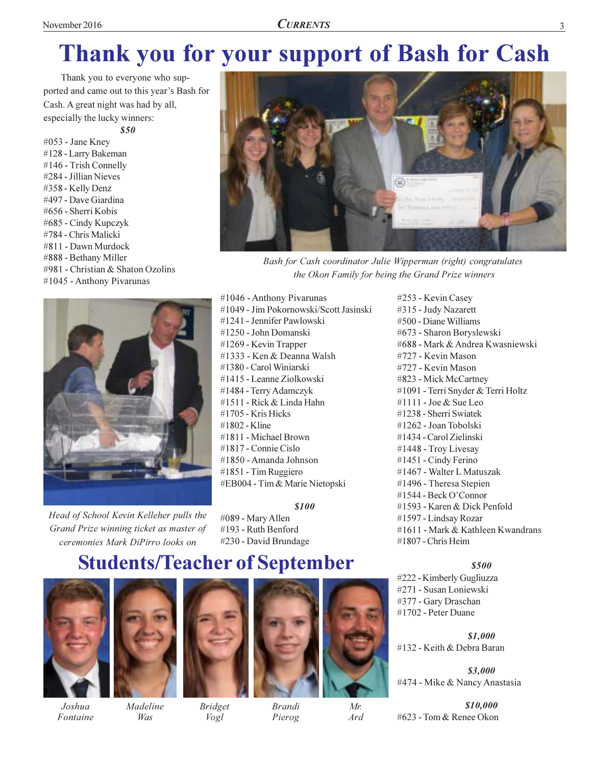# Thank you for your support of Bash for Cash

Thank you to everyone who supported and came out to this year's Bash for Cash. A great night was had by all, especially the lucky winners:

***$50***

#053 - Jane Kney
#128 - Larry Bakeman
#146 - Trish Connelly
#284 - Jillian Nieves
#358 - Kelly Denz
#497 - Dave Giardina
#656 - Sherri Kobis
#685 - Cindy Kupczyk
#784 - Chris Malicki
#811 - Dawn Murdock
#888 - Bethany Miller
#981 - Christian & Shaton Ozolins
#1045 - Anthony Pivarunas
#1046 - Anthony Pivarunas
#1049 - Jim Pokornowski/Scott Jasinski
#1241 - Jennifer Pawlowski
#1250 - John Domanski
#1269 - Kevin Trapper
#1333 - Ken & Deanna Walsh
#1380 - Carol Winiarski
#1415 - Leanne Ziolkowski
#1484 - Terry Adamczyk
#1511 - Rick & Linda Hahn
#1705 - Kris Hicks
#1802 - Kline
#1811 - Michael Brown
#1817 - Connie Cislo
#1850 - Amanda Johnson
#1851 - Tim Ruggiero
#EB004 - Tim & Marie Nietopski

*Bash for Cash coordinator Julie Wipperman (right) congratulates the Okon Family for being the Grand Prize winners*

*Head of School Kevin Kelleher pulls the Grand Prize winning ticket as master of ceremonies Mark DiPirro looks on*

***$100***

#089 - Mary Allen
#193 - Ruth Benford
#230 - David Brundage
#253 - Kevin Casey
#315 - Judy Nazarett
#500 - Diane Williams
#673 - Sharon Boryslewski
#688 - Mark & Andrea Kwasniewski
#727 - Kevin Mason
#727 - Kevin Mason
#823 - Mick McCartney
#1091 - Terri Snyder & Terri Holtz
#1111 - Joe & Sue Leo
#1238 - Sherri Swiatek
#1262 - Joan Tobolski
#1434 - Carol Zielinski
#1448 - Troy Livesay
#1451 - Cindy Ferino
#1467 - Walter L Matuszak
#1496 - Theresa Stepien
#1544 - Beck O'Connor
#1593 - Karen & Dick Penfold
#1597 - Lindsay Rozar
#1611 - Mark & Kathleen Kwandrans
#1807 - Chris Heim

***$500***

#222 - Kimberly Gugliuzza
#271 - Susan Loniewski
#377 - Gary Draschan
#1702 - Peter Duane

***$1,000***

#132 - Keith & Debra Baran

***$3,000***

#474 - Mike & Nancy Anastasia

***$10,000***

#623 - Tom & Renee Okon

## Students/Teacher of September

*Joshua Fontaine*

*Madeline Was*

*Bridget Vogl*

*Brandi Pierog*

*Mr. Ard*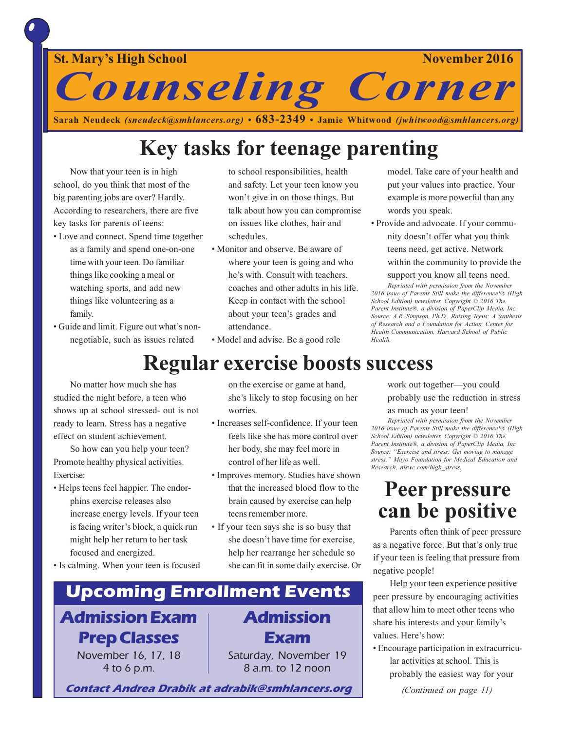St. Mary's High School — November 2016

# Counseling Corner

**Sarah Neudeck** *(sneudeck@smhlancers.org)* • **683-2349** • **Jamie Whitwood** *(jwhitwood@smhlancers.org)*

## Key tasks for teenage parenting

Now that your teen is in high school, do you think that most of the big parenting jobs are over? Hardly. According to researchers, there are five key tasks for parents of teens:

- Love and connect. Spend time together as a family and spend one-on-one time with your teen. Do familiar things like cooking a meal or watching sports, and add new things like volunteering as a family.
- Guide and limit. Figure out what's non-negotiable, such as issues related to school responsibilities, health and safety. Let your teen know you won't give in on those things. But talk about how you can compromise on issues like clothes, hair and schedules.
- Monitor and observe. Be aware of where your teen is going and who he's with. Consult with teachers, coaches and other adults in his life. Keep in contact with the school about your teen's grades and attendance.
- Model and advise. Be a good role model. Take care of your health and put your values into practice. Your example is more powerful than any words you speak.
- Provide and advocate. If your community doesn't offer what you think teens need, get active. Network within the community to provide the support you know all teens need.

*Reprinted with permission from the November 2016 issue of Parents Still make the difference!® (High School Edition) newsletter. Copyright © 2016 The Parent Institute®, a division of PaperClip Media, Inc. Source: A.R. Simpson, Ph.D., Raising Teens: A Synthesis of Research and a Foundation for Action, Center for Health Communication, Harvard School of Public Health.*

## Regular exercise boosts success

No matter how much she has studied the night before, a teen who shows up at school stressed- out is not ready to learn. Stress has a negative effect on student achievement.

So how can you help your teen? Promote healthy physical activities. Exercise:

- Helps teens feel happier. The endorphins exercise releases also increase energy levels. If your teen is facing writer's block, a quick run might help her return to her task focused and energized.
- Is calming. When your teen is focused on the exercise or game at hand, she's likely to stop focusing on her worries.
- Increases self-confidence. If your teen feels like she has more control over her body, she may feel more in control of her life as well.
- Improves memory. Studies have shown that the increased blood flow to the brain caused by exercise can help teens remember more.
- If your teen says she is so busy that she doesn't have time for exercise, help her rearrange her schedule so she can fit in some daily exercise. Or work out together—you could probably use the reduction in stress as much as your teen!

*Reprinted with permission from the November 2016 issue of Parents Still make the difference!® (High School Edition) newsletter. Copyright © 2016 The Parent Institute®, a division of PaperClip Media, Inc Source: "Exercise and stress: Get moving to manage stress," Mayo Foundation for Medical Education and Research, niswc.com/high_stress.*

## Upcoming Enrollment Events

### Admission Exam Prep Classes

November 16, 17, 18
4 to 6 p.m.

### Admission Exam

Saturday, November 19
8 a.m. to 12 noon

***Contact Andrea Drabik at adrabik@smhlancers.org***

## Peer pressure can be positive

Parents often think of peer pressure as a negative force. But that's only true if your teen is feeling that pressure from negative people!

Help your teen experience positive peer pressure by encouraging activities that allow him to meet other teens who share his interests and your family's values. Here's how:

- Encourage participation in extracurricular activities at school. This is probably the easiest way for your

*(Continued on page 11)*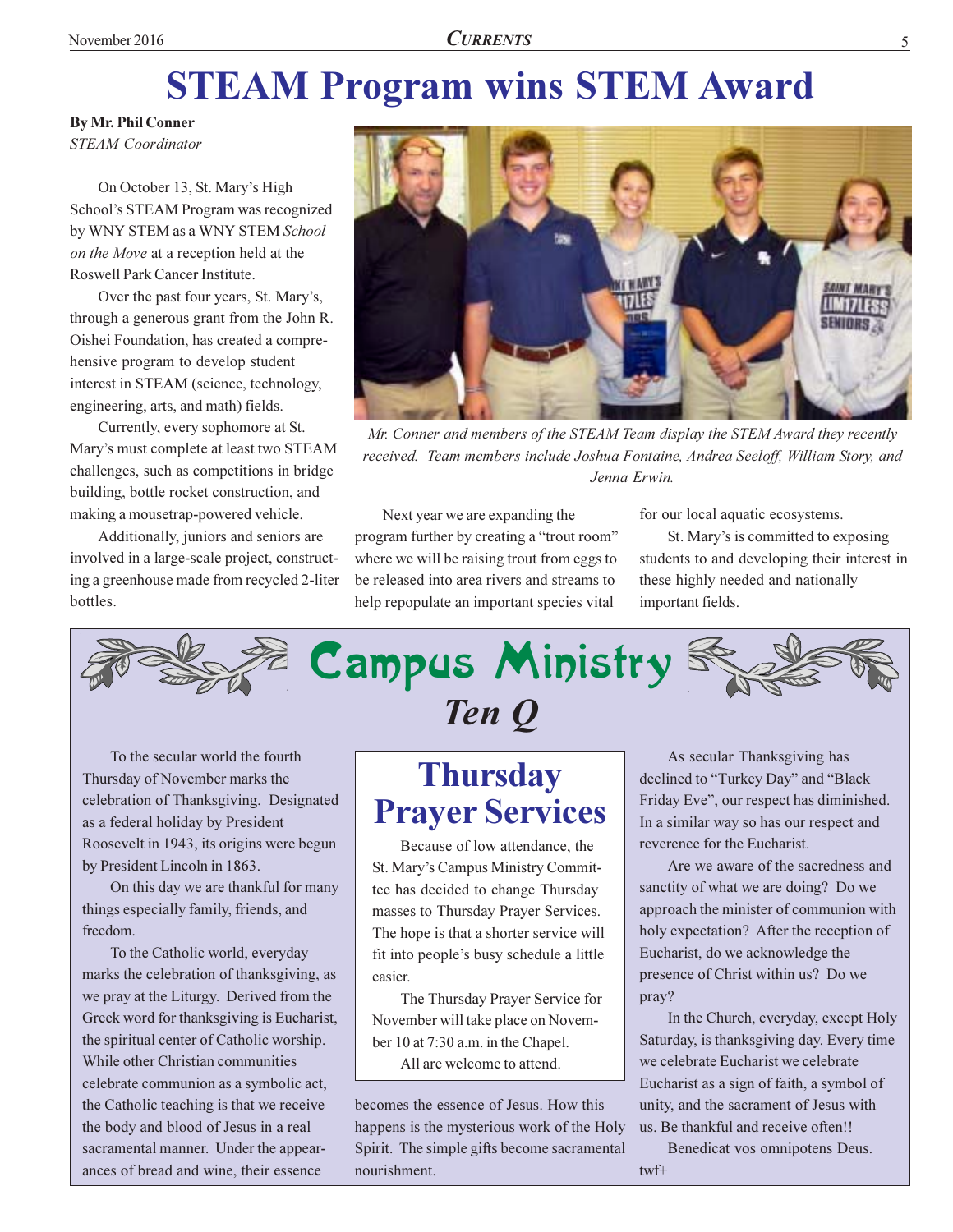# STEAM Program wins STEM Award

**By Mr. Phil Conner**
*STEAM Coordinator*

On October 13, St. Mary's High School's STEAM Program was recognized by WNY STEM as a WNY STEM *School on the Move* at a reception held at the Roswell Park Cancer Institute.

Over the past four years, St. Mary's, through a generous grant from the John R. Oishei Foundation, has created a comprehensive program to develop student interest in STEAM (science, technology, engineering, arts, and math) fields.

Currently, every sophomore at St. Mary's must complete at least two STEAM challenges, such as competitions in bridge building, bottle rocket construction, and making a mousetrap-powered vehicle.

Additionally, juniors and seniors are involved in a large-scale project, constructing a greenhouse made from recycled 2-liter bottles.

*Mr. Conner and members of the STEAM Team display the STEM Award they recently received. Team members include Joshua Fontaine, Andrea Seeloff, William Story, and Jenna Erwin.*

Next year we are expanding the program further by creating a "trout room" where we will be raising trout from eggs to be released into area rivers and streams to help repopulate an important species vital for our local aquatic ecosystems.

St. Mary's is committed to exposing students to and developing their interest in these highly needed and nationally important fields.

# Campus Ministry

## Ten Q

To the secular world the fourth Thursday of November marks the celebration of Thanksgiving. Designated as a federal holiday by President Roosevelt in 1943, its origins were begun by President Lincoln in 1863.

On this day we are thankful for many things especially family, friends, and freedom.

To the Catholic world, everyday marks the celebration of thanksgiving, as we pray at the Liturgy. Derived from the Greek word for thanksgiving is Eucharist, the spiritual center of Catholic worship. While other Christian communities celebrate communion as a symbolic act, the Catholic teaching is that we receive the body and blood of Jesus in a real sacramental manner. Under the appearances of bread and wine, their essence becomes the essence of Jesus. How this happens is the mysterious work of the Holy Spirit. The simple gifts become sacramental nourishment.

As secular Thanksgiving has declined to "Turkey Day" and "Black Friday Eve", our respect has diminished. In a similar way so has our respect and reverence for the Eucharist.

Are we aware of the sacredness and sanctity of what we are doing? Do we approach the minister of communion with holy expectation? After the reception of Eucharist, do we acknowledge the presence of Christ within us? Do we pray?

In the Church, everyday, except Holy Saturday, is thanksgiving day. Every time we celebrate Eucharist we celebrate Eucharist as a sign of faith, a symbol of unity, and the sacrament of Jesus with us. Be thankful and receive often!!

Benedicat vos omnipotens Deus.

twf+

## Thursday Prayer Services

Because of low attendance, the St. Mary's Campus Ministry Committee has decided to change Thursday masses to Thursday Prayer Services. The hope is that a shorter service will fit into people's busy schedule a little easier.

The Thursday Prayer Service for November will take place on November 10 at 7:30 a.m. in the Chapel.

All are welcome to attend.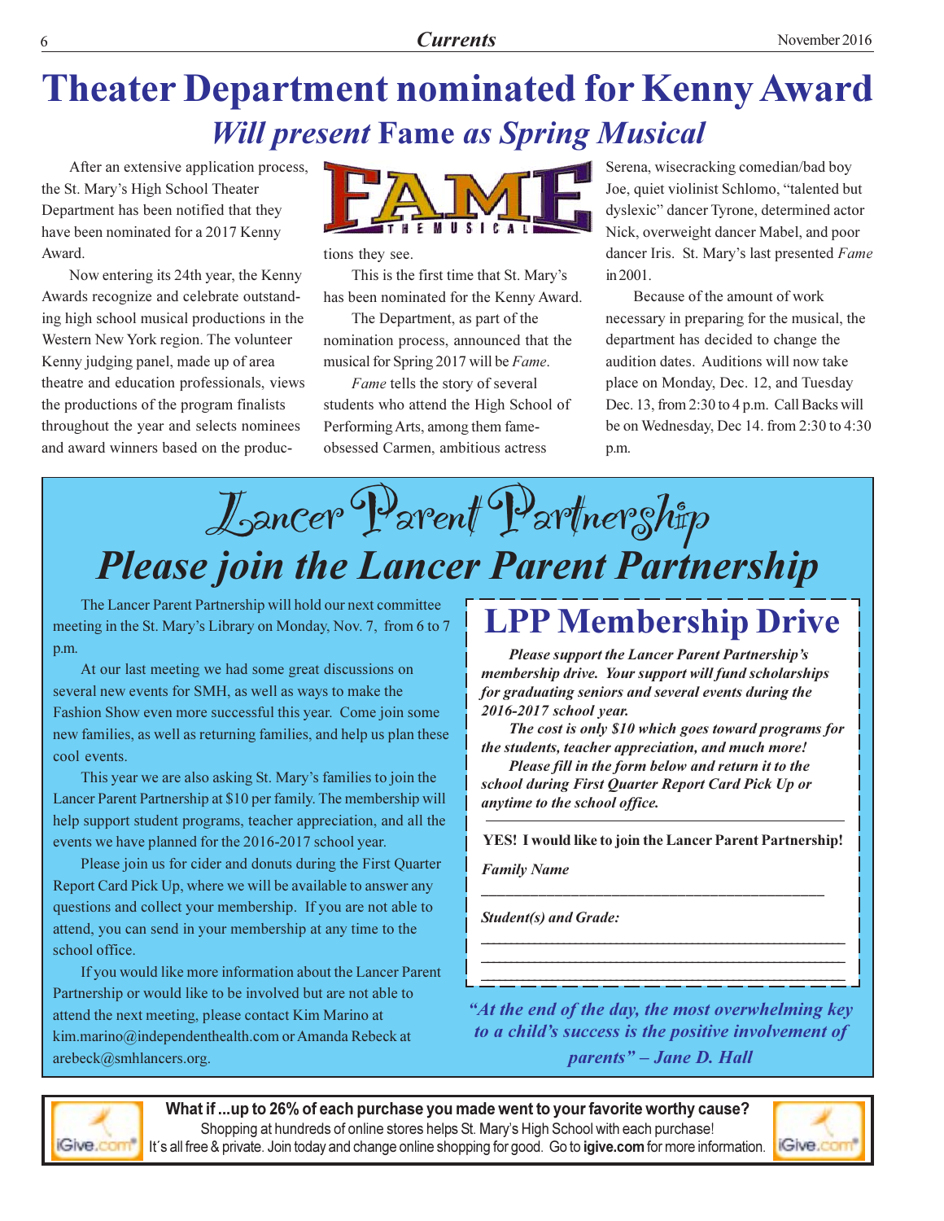# Theater Department nominated for Kenny Award

## *Will present* Fame *as Spring Musical*

After an extensive application process, the St. Mary's High School Theater Department has been notified that they have been nominated for a 2017 Kenny Award.

Now entering its 24th year, the Kenny Awards recognize and celebrate outstanding high school musical productions in the Western New York region. The volunteer Kenny judging panel, made up of area theatre and education professionals, views the productions of the program finalists throughout the year and selects nominees and award winners based on the productions they see.

This is the first time that St. Mary's has been nominated for the Kenny Award.

The Department, as part of the nomination process, announced that the musical for Spring 2017 will be *Fame*.

*Fame* tells the story of several students who attend the High School of Performing Arts, among them fame-obsessed Carmen, ambitious actress Serena, wisecracking comedian/bad boy Joe, quiet violinist Schlomo, "talented but dyslexic" dancer Tyrone, determined actor Nick, overweight dancer Mabel, and poor dancer Iris. St. Mary's last presented *Fame* in 2001.

Because of the amount of work necessary in preparing for the musical, the department has decided to change the audition dates. Auditions will now take place on Monday, Dec. 12, and Tuesday Dec. 13, from 2:30 to 4 p.m. Call Backs will be on Wednesday, Dec 14. from 2:30 to 4:30 p.m.

# Lancer Parent Partnership

## *Please join the Lancer Parent Partnership*

The Lancer Parent Partnership will hold our next committee meeting in the St. Mary's Library on Monday, Nov. 7, from 6 to 7 p.m.

At our last meeting we had some great discussions on several new events for SMH, as well as ways to make the Fashion Show even more successful this year. Come join some new families, as well as returning families, and help us plan these cool events.

This year we are also asking St. Mary's families to join the Lancer Parent Partnership at $10 per family. The membership will help support student programs, teacher appreciation, and all the events we have planned for the 2016-2017 school year.

Please join us for cider and donuts during the First Quarter Report Card Pick Up, where we will be available to answer any questions and collect your membership. If you are not able to attend, you can send in your membership at any time to the school office.

If you would like more information about the Lancer Parent Partnership or would like to be involved but are not able to attend the next meeting, please contact Kim Marino at kim.marino@independenthealth.com or Amanda Rebeck at arebeck@smhlancers.org.

## LPP Membership Drive

***Please support the Lancer Parent Partnership's membership drive. Your support will fund scholarships for graduating seniors and several events during the 2016-2017 school year.***

***The cost is only $10 which goes toward programs for the students, teacher appreciation, and much more!***

***Please fill in the form below and return it to the school during First Quarter Report Card Pick Up or anytime to the school office.***

**YES! I would like to join the Lancer Parent Partnership!**

***Family Name***

______________________________________________

***Student(s) and Grade:***

______________________________________________

______________________________________________

______________________________________________

*"At the end of the day, the most overwhelming key to a child's success is the positive involvement of parents" – Jane D. Hall*

**What if ...up to 26% of each purchase you made went to your favorite worthy cause?**

Shopping at hundreds of online stores helps St. Mary's High School with each purchase! It´s all free & private. Join today and change online shopping for good. Go to **igive.com** for more information.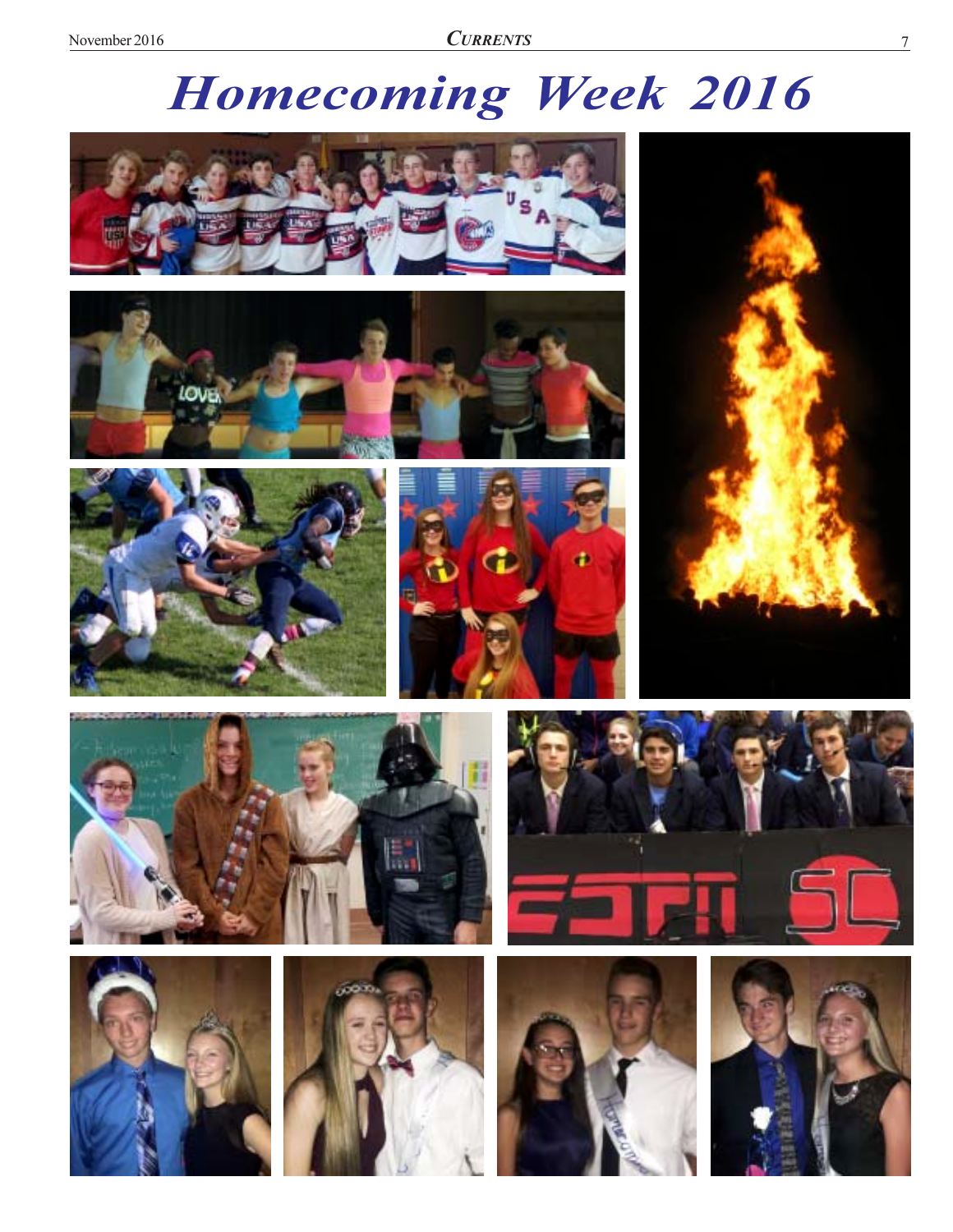# Homecoming Week 2016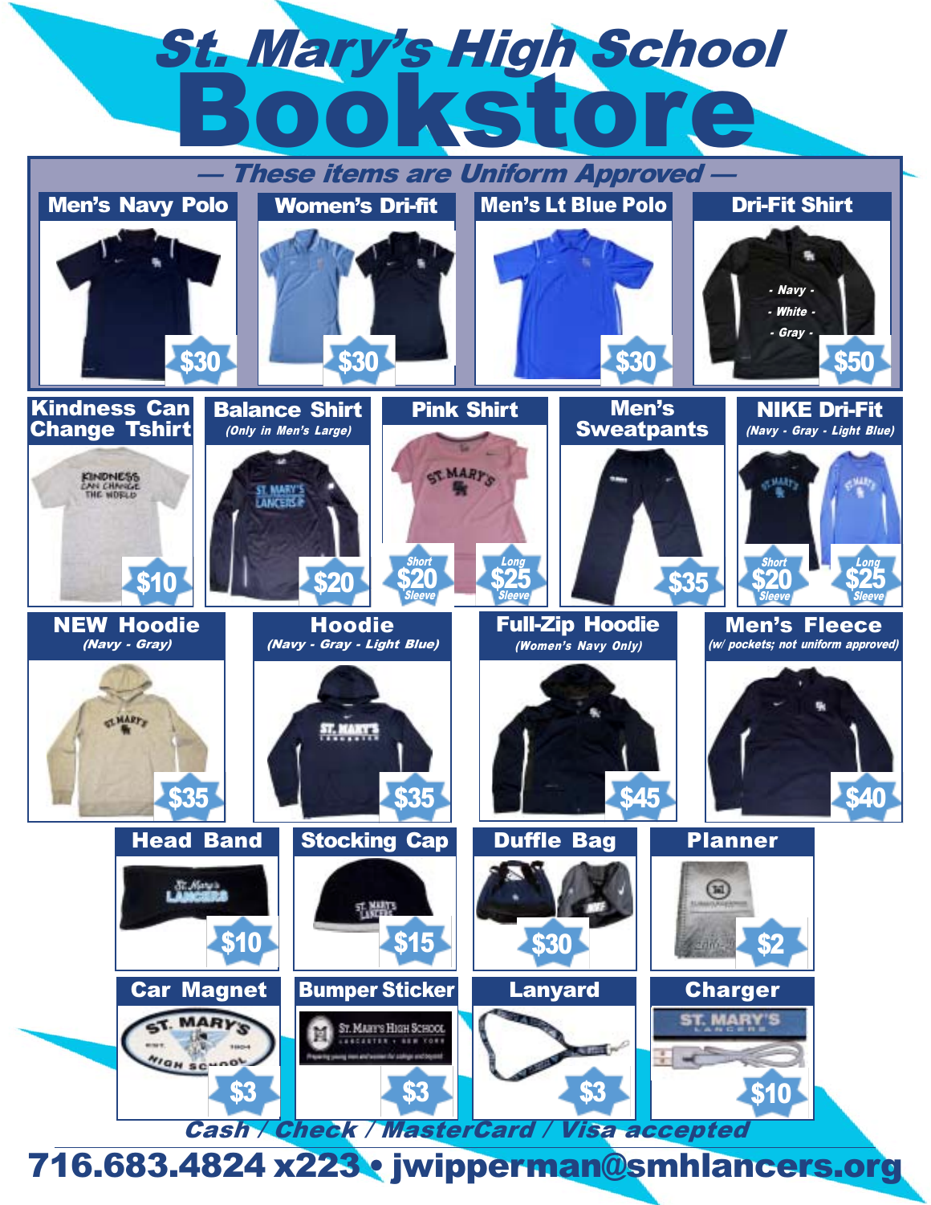# St. Mary's High School Bookstore

## — These items are Uniform Approved —

**Men's Navy Polo** — $30

**Women's Dri-fit** — $30

**Men's Lt Blue Polo** — $30

**Dri-Fit Shirt** — Navy - White - Gray — $50

---

**Kindness Can Change Tshirt** — $10

**Balance Shirt** *(Only in Men's Large)* — $20

**Pink Shirt** — Short Sleeve $20 / Long Sleeve $25

**Men's Sweatpants** — $35

**NIKE Dri-Fit** *(Navy - Gray - Light Blue)* — Short Sleeve $20 / Long Sleeve $25

**NEW Hoodie** *(Navy - Gray)* — $35

**Hoodie** *(Navy - Gray - Light Blue)* — $35

**Full-Zip Hoodie** *(Women's Navy Only)* — $45

**Men's Fleece** *(w/ pockets; not uniform approved)* — $40

**Head Band** — $10

**Stocking Cap** — $15

**Duffle Bag** — $30

**Planner** — $2

**Car Magnet** — $3

**Bumper Sticker** — $3

**Lanyard** — $3

**Charger** — $10

*Cash / Check / MasterCard / Visa accepted*

**716.683.4824 x223 • jwipperman@smhlancers.org**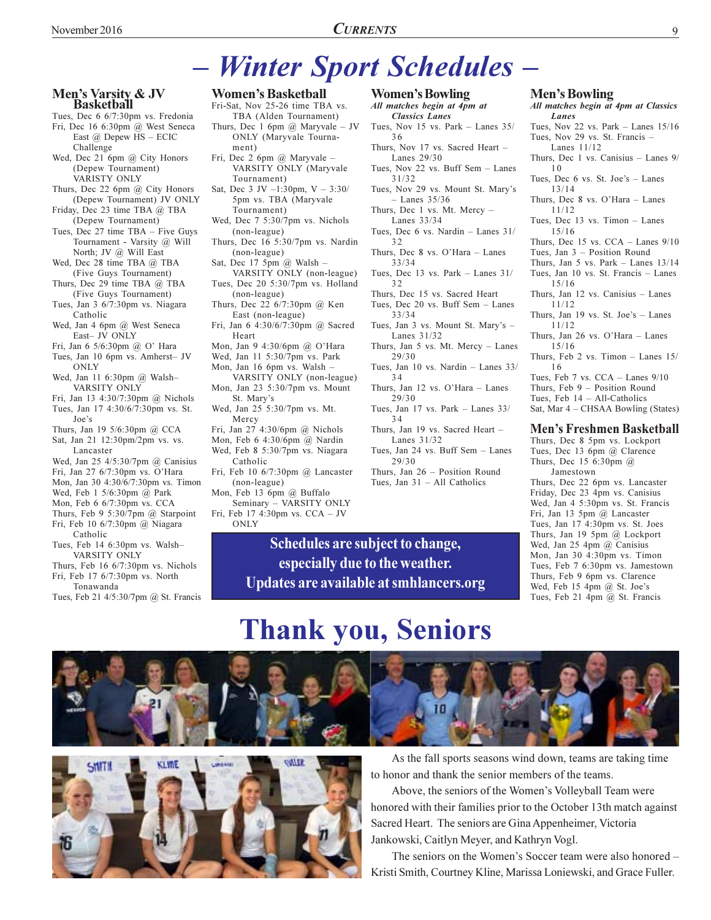# – Winter Sport Schedules –

## Men's Varsity & JV Basketball

Tues, Dec 6 6/7:30pm vs. Fredonia
Fri, Dec 16 6:30pm @ West Seneca East @ Depew HS – ECIC Challenge
Wed, Dec 21 6pm @ City Honors (Depew Tournament) VARISTY ONLY
Thurs, Dec 22 6pm @ City Honors (Depew Tournament) JV ONLY
Friday, Dec 23 time TBA @ TBA (Depew Tournament)
Tues, Dec 27 time TBA – Five Guys Tournament - Varsity @ Will North; JV @ Will East
Wed, Dec 28 time TBA @ TBA (Five Guys Tournament)
Thurs, Dec 29 time TBA @ TBA (Five Guys Tournament)
Tues, Jan 3 6/7:30pm vs. Niagara Catholic
Wed, Jan 4 6pm @ West Seneca East– JV ONLY
Fri, Jan 6 5/6:30pm @ O' Hara
Tues, Jan 10 6pm vs. Amherst– JV ONLY
Wed, Jan 11 6:30pm @ Walsh– VARSITY ONLY
Fri, Jan 13 4:30/7:30pm @ Nichols
Tues, Jan 17 4:30/6/7:30pm vs. St. Joe's
Thurs, Jan 19 5/6:30pm @ CCA
Sat, Jan 21 12:30pm/2pm vs. vs. Lancaster
Wed, Jan 25 4/5:30/7pm @ Canisius
Fri, Jan 27 6/7:30pm vs. O'Hara
Mon, Jan 30 4:30/6/7:30pm vs. Timon
Wed, Feb 1 5/6:30pm @ Park
Mon, Feb 6 6/7:30pm vs. CCA
Thurs, Feb 9 5:30/7pm @ Starpoint
Fri, Feb 10 6/7:30pm @ Niagara Catholic
Tues, Feb 14 6:30pm vs. Walsh– VARSITY ONLY
Thurs, Feb 16 6/7:30pm vs. Nichols
Fri, Feb 17 6/7:30pm vs. North Tonawanda
Tues, Feb 21 4/5:30/7pm @ St. Francis

## Women's Basketball

Fri-Sat, Nov 25-26 time TBA vs. TBA (Alden Tournament)
Thurs, Dec 1 6pm @ Maryvale – JV ONLY (Maryvale Tournament)
Fri, Dec 2 6pm @ Maryvale – VARSITY ONLY (Maryvale Tournament)
Sat, Dec 3 JV –1:30pm, V – 3:30/5pm vs. TBA (Maryvale Tournament)
Wed, Dec 7 5:30/7pm vs. Nichols (non-league)
Thurs, Dec 16 5:30/7pm vs. Nardin (non-league)
Sat, Dec 17 5pm @ Walsh – VARSITY ONLY (non-league)
Tues, Dec 20 5:30/7pm vs. Holland (non-league)
Thurs, Dec 22 6/7:30pm @ Ken East (non-league)
Fri, Jan 6 4:30/6/7:30pm @ Sacred Heart
Mon, Jan 9 4:30/6pm @ O'Hara
Wed, Jan 11 5:30/7pm vs. Park
Mon, Jan 16 6pm vs. Walsh – VARSITY ONLY (non-league)
Mon, Jan 23 5:30/7pm vs. Mount St. Mary's
Wed, Jan 25 5:30/7pm vs. Mt. Mercy
Fri, Jan 27 4:30/6pm @ Nichols
Mon, Feb 6 4:30/6pm @ Nardin
Wed, Feb 8 5:30/7pm vs. Niagara Catholic
Fri, Feb 10 6/7:30pm @ Lancaster (non-league)
Mon, Feb 13 6pm @ Buffalo Seminary – VARSITY ONLY
Fri, Feb 17 4:30pm vs. CCA – JV ONLY

## Women's Bowling

*All matches begin at 4pm at Classics Lanes*

Tues, Nov 15 vs. Park – Lanes 35/36
Thurs, Nov 17 vs. Sacred Heart – Lanes 29/30
Tues, Nov 22 vs. Buff Sem – Lanes 31/32
Tues, Nov 29 vs. Mount St. Mary's – Lanes 35/36
Thurs, Dec 1 vs. Mt. Mercy – Lanes 33/34
Tues, Dec 6 vs. Nardin – Lanes 31/32
Thurs, Dec 8 vs. O'Hara – Lanes 33/34
Tues, Dec 13 vs. Park – Lanes 31/32
Thurs, Dec 15 vs. Sacred Heart
Tues, Dec 20 vs. Buff Sem – Lanes 33/34
Tues, Jan 3 vs. Mount St. Mary's – Lanes 31/32
Thurs, Jan 5 vs. Mt. Mercy – Lanes 29/30
Tues, Jan 10 vs. Nardin – Lanes 33/34
Thurs, Jan 12 vs. O'Hara – Lanes 29/30
Tues, Jan 17 vs. Park – Lanes 33/34
Thurs, Jan 19 vs. Sacred Heart – Lanes 31/32
Tues, Jan 24 vs. Buff Sem – Lanes 29/30
Thurs, Jan 26 – Position Round
Tues, Jan 31 – All Catholics

## Men's Bowling

*All matches begin at 4pm at Classics Lanes*

Tues, Nov 22 vs. Park – Lanes 15/16
Tues, Nov 29 vs. St. Francis – Lanes 11/12
Thurs, Dec 1 vs. Canisius – Lanes 9/10
Tues, Dec 6 vs. St. Joe's – Lanes 13/14
Thurs, Dec 8 vs. O'Hara – Lanes 11/12
Tues, Dec 13 vs. Timon – Lanes 15/16
Thurs, Dec 15 vs. CCA – Lanes 9/10
Tues, Jan 3 – Position Round
Thurs, Jan 5 vs. Park – Lanes 13/14
Tues, Jan 10 vs. St. Francis – Lanes 15/16
Thurs, Jan 12 vs. Canisius – Lanes 11/12
Thurs, Jan 19 vs. St. Joe's – Lanes 11/12
Thurs, Jan 26 vs. O'Hara – Lanes 15/16
Thurs, Feb 2 vs. Timon – Lanes 15/16
Tues, Feb 7 vs. CCA – Lanes 9/10
Thurs, Feb 9 – Position Round
Tues, Feb 14 – All-Catholics
Sat, Mar 4 – CHSAA Bowling (States)

## Men's Freshmen Basketball

Thurs, Dec 8 5pm vs. Lockport
Tues, Dec 13 6pm @ Clarence
Thurs, Dec 15 6:30pm @ Jamestown
Thurs, Dec 22 6pm vs. Lancaster
Friday, Dec 23 4pm vs. Canisius
Wed, Jan 4 5:30pm vs. St. Francis
Fri, Jan 13 5pm @ Lancaster
Tues, Jan 17 4:30pm vs. St. Joes
Thurs, Jan 19 5pm @ Lockport
Wed, Jan 25 4pm @ Canisius
Mon, Jan 30 4:30pm vs. Timon
Tues, Feb 7 6:30pm vs. Jamestown
Thurs, Feb 9 6pm vs. Clarence
Wed, Feb 15 4pm @ St. Joe's
Tues, Feb 21 4pm @ St. Francis

**Schedules are subject to change, especially due to the weather. Updates are available at smhlancers.org**

# Thank you, Seniors

As the fall sports seasons wind down, teams are taking time to honor and thank the senior members of the teams.

Above, the seniors of the Women's Volleyball Team were honored with their families prior to the October 13th match against Sacred Heart. The seniors are Gina Appenheimer, Victoria Jankowski, Caitlyn Meyer, and Kathryn Vogl.

The seniors on the Women's Soccer team were also honored – Kristi Smith, Courtney Kline, Marissa Loniewski, and Grace Fuller.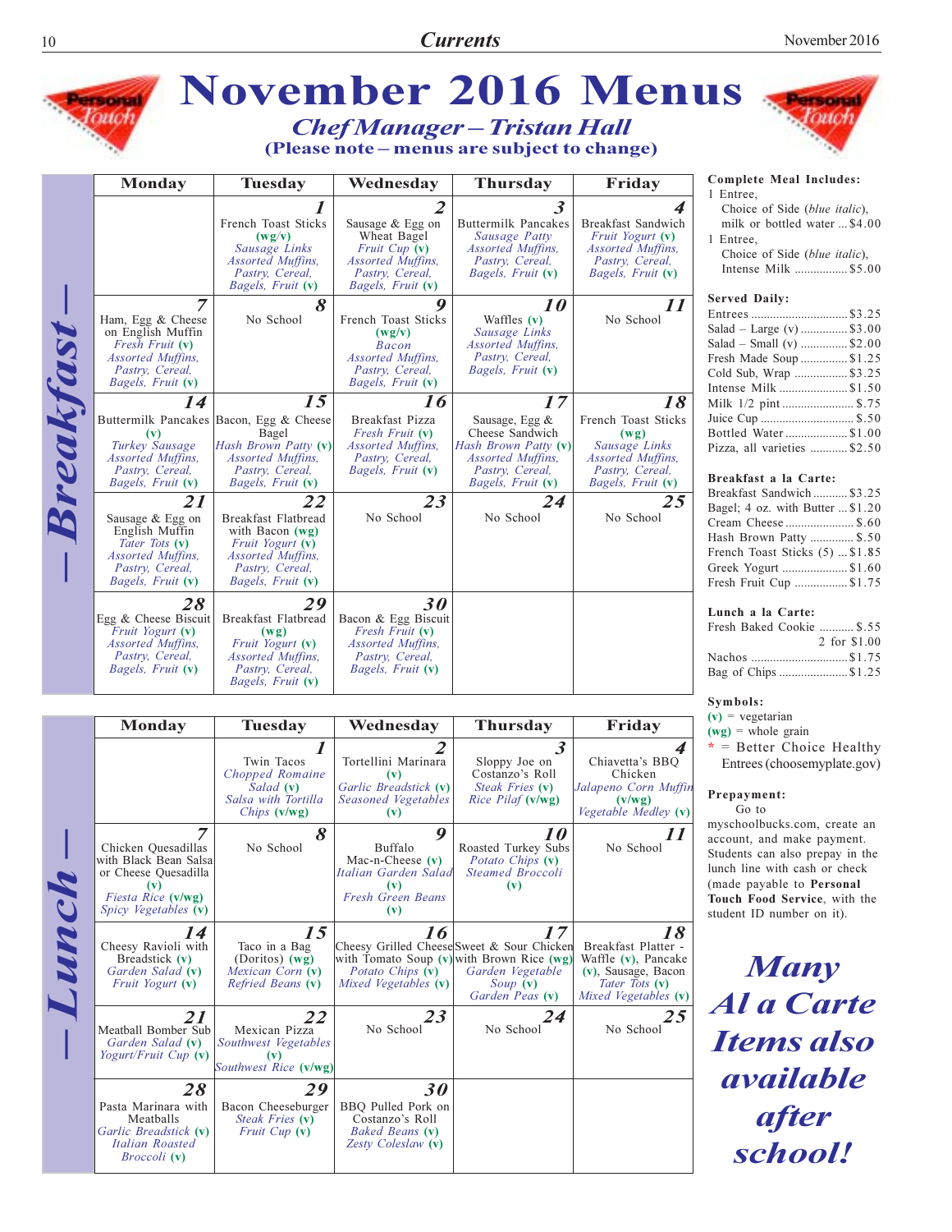# November 2016 Menus

## *Chef Manager – Tristan Hall*

**(Please note – menus are subject to change)**

## Breakfast

| Monday | Tuesday | Wednesday | Thursday | Friday |
|---|---|---|---|---|
| | **1** French Toast Sticks (wg/v) *Sausage Links* *Assorted Muffins, Pastry, Cereal, Bagels, Fruit* (v) | **2** Sausage & Egg on Wheat Bagel *Fruit Cup* (v) *Assorted Muffins, Pastry, Cereal, Bagels, Fruit* (v) | **3** Buttermilk Pancakes *Sausage Patty* *Assorted Muffins, Pastry, Cereal, Bagels, Fruit* (v) | **4** Breakfast Sandwich *Fruit Yogurt* (v) *Assorted Muffins, Pastry, Cereal, Bagels, Fruit* (v) |
| **7** Ham, Egg & Cheese on English Muffin *Fresh Fruit* (v) *Assorted Muffins, Pastry, Cereal, Bagels, Fruit* (v) | **8** No School | **9** French Toast Sticks (wg/v) *Bacon* *Assorted Muffins, Pastry, Cereal, Bagels, Fruit* (v) | **10** Waffles (v) *Sausage Links* *Assorted Muffins, Pastry, Cereal, Bagels, Fruit* (v) | **11** No School |
| **14** Buttermilk Pancakes (v) *Turkey Sausage* *Assorted Muffins, Pastry, Cereal, Bagels, Fruit* (v) | **15** Bacon, Egg & Cheese Bagel *Hash Brown Patty* (v) *Assorted Muffins, Pastry, Cereal, Bagels, Fruit* (v) | **16** Breakfast Pizza *Fresh Fruit* (v) *Assorted Muffins, Pastry, Cereal, Bagels, Fruit* (v) | **17** Sausage, Egg & Cheese Sandwich *Hash Brown Patty* (v) *Assorted Muffins, Pastry, Cereal, Bagels, Fruit* (v) | **18** French Toast Sticks (wg) *Sausage Links* *Assorted Muffins, Pastry, Cereal, Bagels, Fruit* (v) |
| **21** Sausage & Egg on English Muffin *Tater Tots* (v) *Assorted Muffins, Pastry, Cereal, Bagels, Fruit* (v) | **22** Breakfast Flatbread with Bacon (wg) *Fruit Yogurt* (v) *Assorted Muffins, Pastry, Cereal, Bagels, Fruit* (v) | **23** No School | **24** No School | **25** No School |
| **28** Egg & Cheese Biscuit *Fruit Yogurt* (v) *Assorted Muffins, Pastry, Cereal, Bagels, Fruit* (v) | **29** Breakfast Flatbread (wg) *Fruit Yogurt* (v) *Assorted Muffins, Pastry, Cereal, Bagels, Fruit* (v) | **30** Bacon & Egg Biscuit *Fresh Fruit* (v) *Assorted Muffins, Pastry, Cereal, Bagels, Fruit* (v) | | |

## Lunch

| Monday | Tuesday | Wednesday | Thursday | Friday |
|---|---|---|---|---|
| | **1** Twin Tacos *Chopped Romaine Salad* (v) *Salsa with Tortilla Chips* (v/wg) | **2** Tortellini Marinara (v) *Garlic Breadstick* (v) *Seasoned Vegetables* (v) | **3** Sloppy Joe on Costanzo's Roll *Steak Fries* (v) *Rice Pilaf* (v/wg) | **4** Chiavetta's BBQ Chicken *Jalapeno Corn Muffin* (v/wg) *Vegetable Medley* (v) |
| **7** Chicken Quesadillas with Black Bean Salsa or Cheese Quesadilla (v) *Fiesta Rice* (v/wg) *Spicy Vegetables* (v) | **8** No School | **9** Buffalo Mac-n-Cheese (v) *Italian Garden Salad* (v) *Fresh Green Beans* (v) | **10** Roasted Turkey Subs *Potato Chips* (v) *Steamed Broccoli* (v) | **11** No School |
| **14** Cheesy Ravioli with Breadstick (v) *Garden Salad* (v) *Fruit Yogurt* (v) | **15** Taco in a Bag (Doritos) (wg) *Mexican Corn* (v) *Refried Beans* (v) | **16** Cheesy Grilled Cheese with Tomato Soup (v) *Potato Chips* (v) *Mixed Vegetables* (v) | **17** Sweet & Sour Chicken with Brown Rice (wg) *Garden Vegetable Soup* (v) *Garden Peas* (v) | **18** Breakfast Platter - Waffle (v), Pancake (v), Sausage, Bacon *Tater Tots* (v) *Mixed Vegetables* (v) |
| **21** Meatball Bomber Sub *Garden Salad* (v) *Yogurt/Fruit Cup* (v) | **22** Mexican Pizza *Southwest Vegetables* (v) *Southwest Rice* (v/wg) | **23** No School | **24** No School | **25** No School |
| **28** Pasta Marinara with Meatballs *Garlic Breadstick* (v) *Italian Roasted Broccoli* (v) | **29** Bacon Cheeseburger *Steak Fries* (v) *Fruit Cup* (v) | **30** BBQ Pulled Pork on Costanzo's Roll *Baked Beans* (v) *Zesty Coleslaw* (v) | | |

**Complete Meal Includes:**

1 Entree, Choice of Side (*blue italic*), milk or bottled water ... $4.00

1 Entree, Choice of Side (*blue italic*), Intense Milk ... $5.00

**Served Daily:**

- Entrees ... $3.25
- Salad – Large (v) ... $3.00
- Salad – Small (v) ... $2.00
- Fresh Made Soup ... $1.25
- Cold Sub, Wrap ... $3.25
- Intense Milk ... $1.50
- Milk 1/2 pint ... $.75
- Juice Cup ... $.50
- Bottled Water ... $1.00
- Pizza, all varieties ... $2.50

**Breakfast a la Carte:**

- Breakfast Sandwich ... $3.25
- Bagel; 4 oz. with Butter ... $1.20
- Cream Cheese ... $.60
- Hash Brown Patty ... $.50
- French Toast Sticks (5) ... $1.85
- Greek Yogurt ... $1.60
- Fresh Fruit Cup ... $1.75

**Lunch a la Carte:**

- Fresh Baked Cookie ... $.55, 2 for $1.00
- Nachos ... $1.75
- Bag of Chips ... $1.25

**Symbols:**

- (v) = vegetarian
- (wg) = whole grain
- * = Better Choice Healthy Entrees (choosemyplate.gov)

**Prepayment:**

Go to myschoolbucks.com, create an account, and make payment. Students can also prepay in the lunch line with cash or check (made payable to **Personal Touch Food Service**, with the student ID number on it).

***Many Al a Carte Items also available after school!***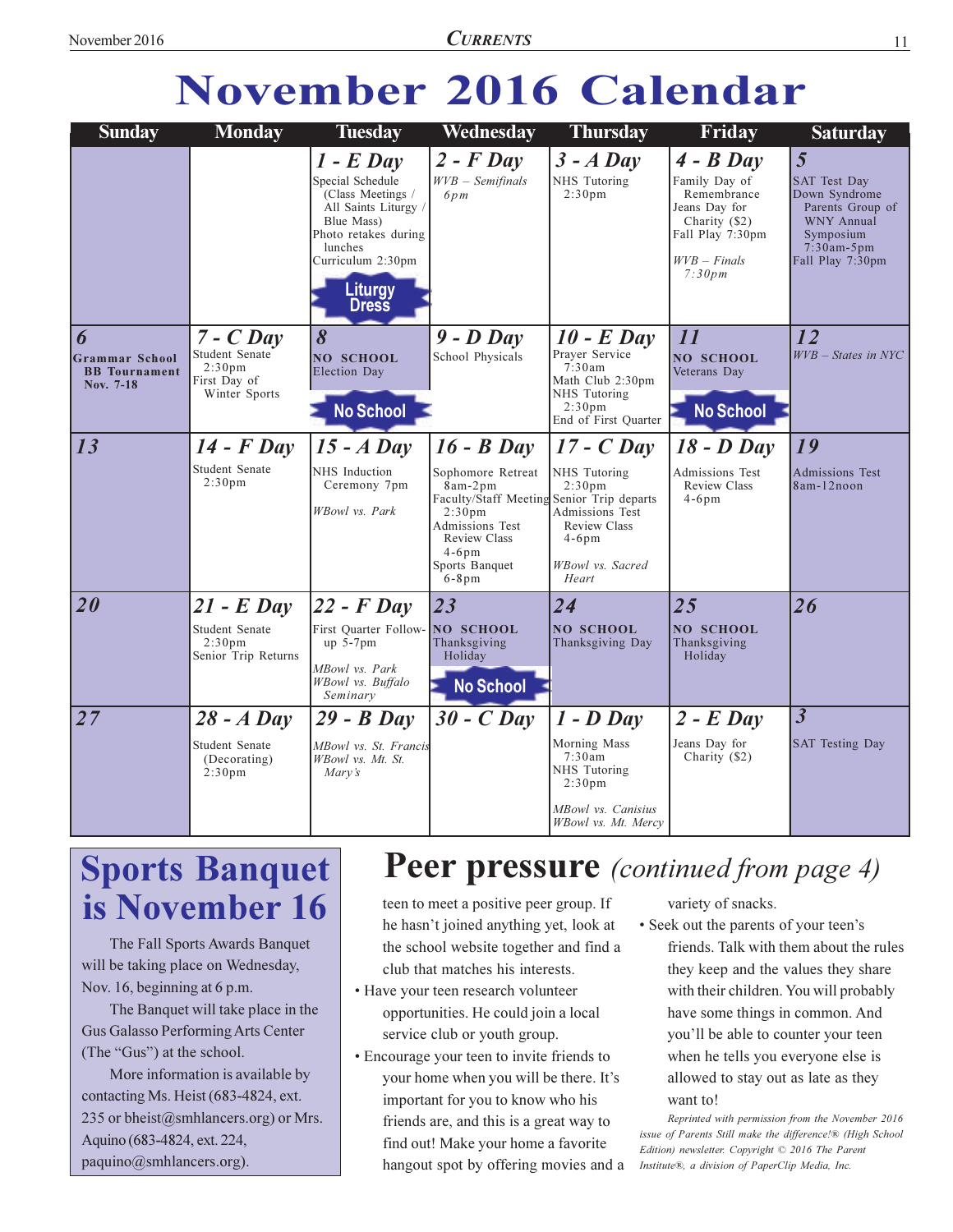# November 2016 Calendar

| Sunday | Monday | Tuesday | Wednesday | Thursday | Friday | Saturday |
|---|---|---|---|---|---|---|
| | | **1 - E Day**<br>Special Schedule (Class Meetings / All Saints Liturgy / Blue Mass)<br>Photo retakes during lunches<br>Curriculum 2:30pm<br>Liturgy Dress | **2 - F Day**<br>*WVB – Semifinals 6pm* | **3 - A Day**<br>NHS Tutoring 2:30pm | **4 - B Day**<br>Family Day of Remembrance<br>Jeans Day for Charity ($2)<br>Fall Play 7:30pm<br>*WVB – Finals 7:30pm* | **5**<br>SAT Test Day<br>Down Syndrome Parents Group of WNY Annual Symposium 7:30am-5pm<br>Fall Play 7:30pm |
| **6**<br>**Grammar School BB Tournament Nov. 7-18** | **7 - C Day**<br>Student Senate 2:30pm<br>First Day of Winter Sports | **8**<br>**NO SCHOOL**<br>Election Day<br>No School | **9 - D Day**<br>School Physicals | **10 - E Day**<br>Prayer Service 7:30am<br>Math Club 2:30pm<br>NHS Tutoring 2:30pm<br>End of First Quarter | **11**<br>**NO SCHOOL**<br>Veterans Day<br>No School | **12**<br>*WVB – States in NYC* |
| **13** | **14 - F Day**<br>Student Senate 2:30pm | **15 - A Day**<br>NHS Induction Ceremony 7pm<br>*WBowl vs. Park* | **16 - B Day**<br>Sophomore Retreat 8am-2pm<br>Faculty/Staff Meeting 2:30pm<br>Admissions Test Review Class 4-6pm<br>Sports Banquet 6-8pm | **17 - C Day**<br>NHS Tutoring 2:30pm<br>Senior Trip departs<br>Admissions Test Review Class 4-6pm<br>*WBowl vs. Sacred Heart* | **18 - D Day**<br>Admissions Test Review Class 4-6pm | **19**<br>Admissions Test 8am-12noon |
| **20** | **21 - E Day**<br>Student Senate 2:30pm<br>Senior Trip Returns | **22 - F Day**<br>First Quarter Follow-up 5-7pm<br>*MBowl vs. Park*<br>*WBowl vs. Buffalo Seminary* | **23**<br>**NO SCHOOL**<br>Thanksgiving Holiday<br>No School | **24**<br>**NO SCHOOL**<br>Thanksgiving Day | **25**<br>**NO SCHOOL**<br>Thanksgiving Holiday | **26** |
| **27** | **28 - A Day**<br>Student Senate (Decorating) 2:30pm | **29 - B Day**<br>*MBowl vs. St. Francis*<br>*WBowl vs. Mt. St. Mary's* | **30 - C Day** | **1 - D Day**<br>Morning Mass 7:30am<br>NHS Tutoring 2:30pm<br>*MBowl vs. Canisius*<br>*WBowl vs. Mt. Mercy* | **2 - E Day**<br>Jeans Day for Charity ($2) | **3**<br>SAT Testing Day |

## Sports Banquet is November 16

The Fall Sports Awards Banquet will be taking place on Wednesday, Nov. 16, beginning at 6 p.m.

The Banquet will take place in the Gus Galasso Performing Arts Center (The "Gus") at the school.

More information is available by contacting Ms. Heist (683-4824, ext. 235 or bheist@smhlancers.org) or Mrs. Aquino (683-4824, ext. 224, paquino@smhlancers.org).

## Peer pressure *(continued from page 4)*

teen to meet a positive peer group. If he hasn't joined anything yet, look at the school website together and find a club that matches his interests.

- Have your teen research volunteer opportunities. He could join a local service club or youth group.
- Encourage your teen to invite friends to your home when you will be there. It's important for you to know who his friends are, and this is a great way to find out! Make your home a favorite hangout spot by offering movies and a variety of snacks.
- Seek out the parents of your teen's friends. Talk with them about the rules they keep and the values they share with their children. You will probably have some things in common. And you'll be able to counter your teen when he tells you everyone else is allowed to stay out as late as they want to!

*Reprinted with permission from the November 2016 issue of Parents Still make the difference!® (High School Edition) newsletter. Copyright © 2016 The Parent Institute®, a division of PaperClip Media, Inc.*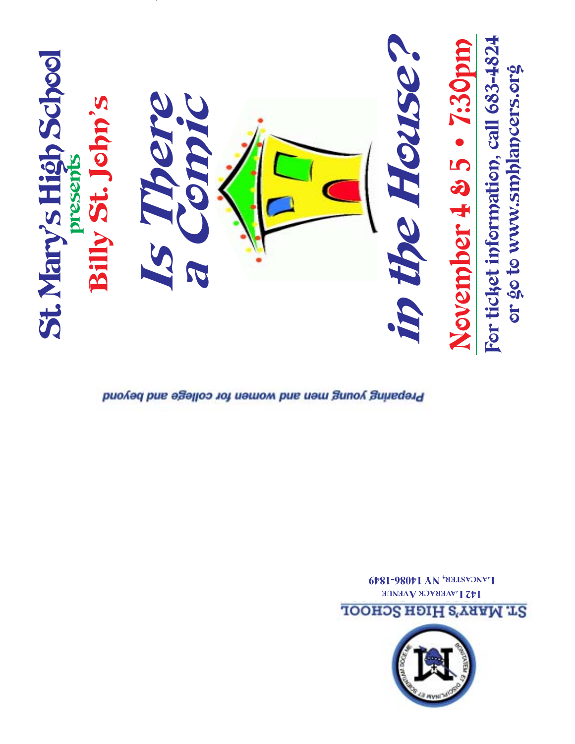# St. Mary's High School

presents

## Billy St. John's

# *Is There a Comic in the House?*

**November 4 & 5 • 7:30pm**

**For ticket information, call 683-4824 or go to www.smhlancers.org**

*Preparing young men and women for college and beyond*

ST. MARY'S HIGH SCHOOL
142 LAVERACK AVENUE
LANCASTER, NY 14086-1849